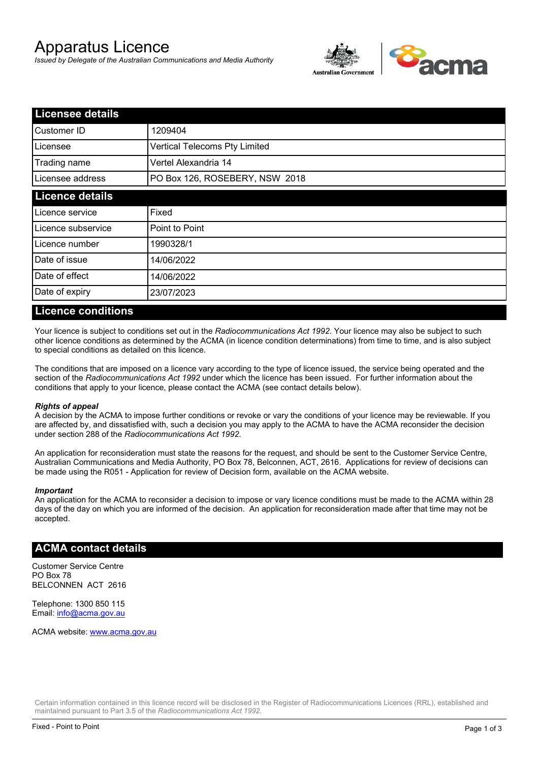# Apparatus Licence

*Issued by Delegate of the Australian Communications and Media Authority*

## Licensee details

| | |
|---|---|
| Customer ID | 1209404 |
| Licensee | Vertical Telecoms Pty Limited |
| Trading name | Vertel Alexandria 14 |
| Licensee address | PO Box 126, ROSEBERY, NSW 2018 |

## Licence details

| | |
|---|---|
| Licence service | Fixed |
| Licence subservice | Point to Point |
| Licence number | 1990328/1 |
| Date of issue | 14/06/2022 |
| Date of effect | 14/06/2022 |
| Date of expiry | 23/07/2023 |

## Licence conditions

Your licence is subject to conditions set out in the *Radiocommunications Act 1992*. Your licence may also be subject to such other licence conditions as determined by the ACMA (in licence condition determinations) from time to time, and is also subject to special conditions as detailed on this licence.

The conditions that are imposed on a licence vary according to the type of licence issued, the service being operated and the section of the *Radiocommunications Act 1992* under which the licence has been issued. For further information about the conditions that apply to your licence, please contact the ACMA (see contact details below).

***Rights of appeal***

A decision by the ACMA to impose further conditions or revoke or vary the conditions of your licence may be reviewable. If you are affected by, and dissatisfied with, such a decision you may apply to the ACMA to have the ACMA reconsider the decision under section 288 of the *Radiocommunications Act 1992*.

An application for reconsideration must state the reasons for the request, and should be sent to the Customer Service Centre, Australian Communications and Media Authority, PO Box 78, Belconnen, ACT, 2616. Applications for review of decisions can be made using the R051 - Application for review of Decision form, available on the ACMA website.

***Important***

An application for the ACMA to reconsider a decision to impose or vary licence conditions must be made to the ACMA within 28 days of the day on which you are informed of the decision. An application for reconsideration made after that time may not be accepted.

## ACMA contact details

Customer Service Centre
PO Box 78
BELCONNEN ACT 2616

Telephone: 1300 850 115
Email: info@acma.gov.au

ACMA website: www.acma.gov.au

Certain information contained in this licence record will be disclosed in the Register of Radiocommunications Licences (RRL), established and maintained pursuant to Part 3.5 of the *Radiocommunications Act 1992.*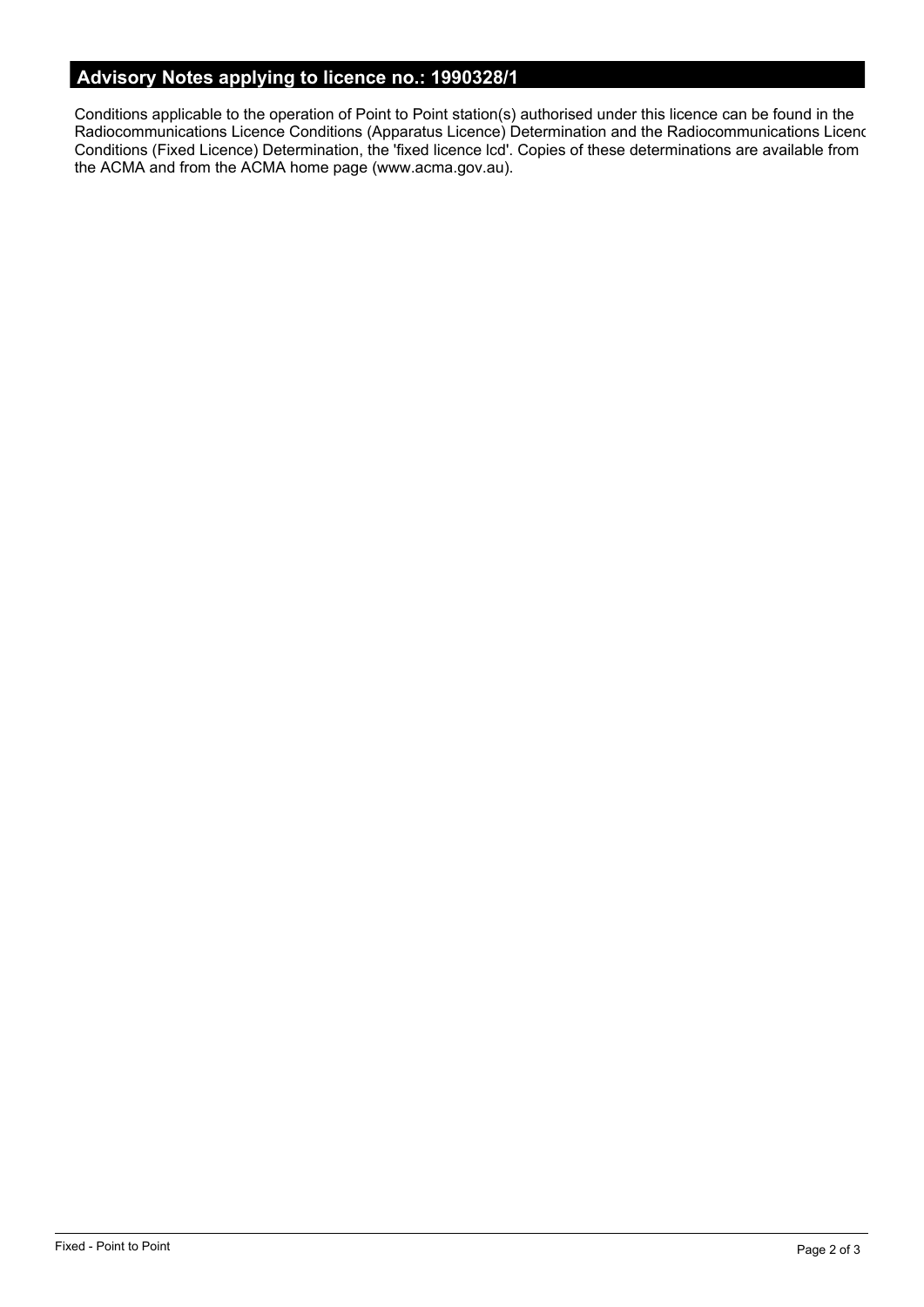## Advisory Notes applying to licence no.: 1990328/1

Conditions applicable to the operation of Point to Point station(s) authorised under this licence can be found in the Radiocommunications Licence Conditions (Apparatus Licence) Determination and the Radiocommunications Licence Conditions (Fixed Licence) Determination, the 'fixed licence lcd'. Copies of these determinations are available from the ACMA and from the ACMA home page (www.acma.gov.au).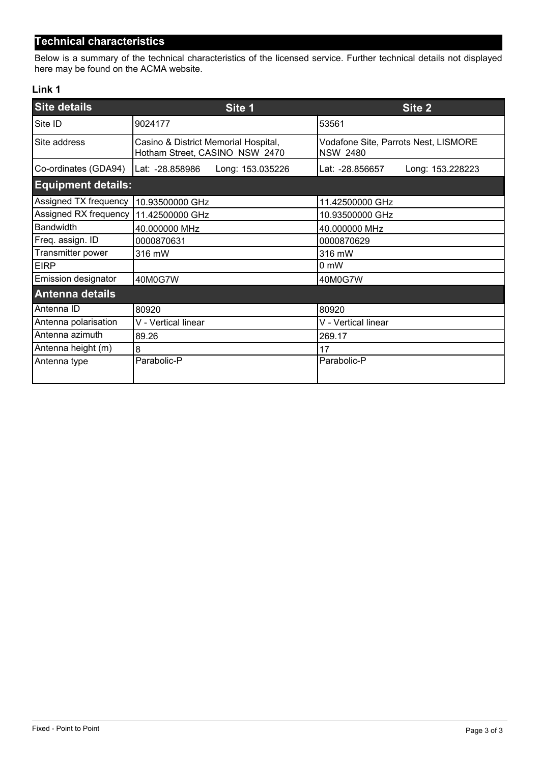## Technical characteristics

Below is a summary of the technical characteristics of the licensed service. Further technical details not displayed here may be found on the ACMA website.

### Link 1

| Site details | Site 1 | Site 2 |
|---|---|---|
| Site ID | 9024177 | 53561 |
| Site address | Casino & District Memorial Hospital, Hotham Street, CASINO NSW 2470 | Vodafone Site, Parrots Nest, LISMORE NSW 2480 |
| Co-ordinates (GDA94) | Lat: -28.858986 Long: 153.035226 | Lat: -28.856657 Long: 153.228223 |
| **Equipment details:** | | |
| Assigned TX frequency | 10.93500000 GHz | 11.42500000 GHz |
| Assigned RX frequency | 11.42500000 GHz | 10.93500000 GHz |
| Bandwidth | 40.000000 MHz | 40.000000 MHz |
| Freq. assign. ID | 0000870631 | 0000870629 |
| Transmitter power | 316 mW | 316 mW |
| EIRP | | 0 mW |
| Emission designator | 40M0G7W | 40M0G7W |
| **Antenna details** | | |
| Antenna ID | 80920 | 80920 |
| Antenna polarisation | V - Vertical linear | V - Vertical linear |
| Antenna azimuth | 89.26 | 269.17 |
| Antenna height (m) | 8 | 17 |
| Antenna type | Parabolic-P | Parabolic-P |

Fixed - Point to Point